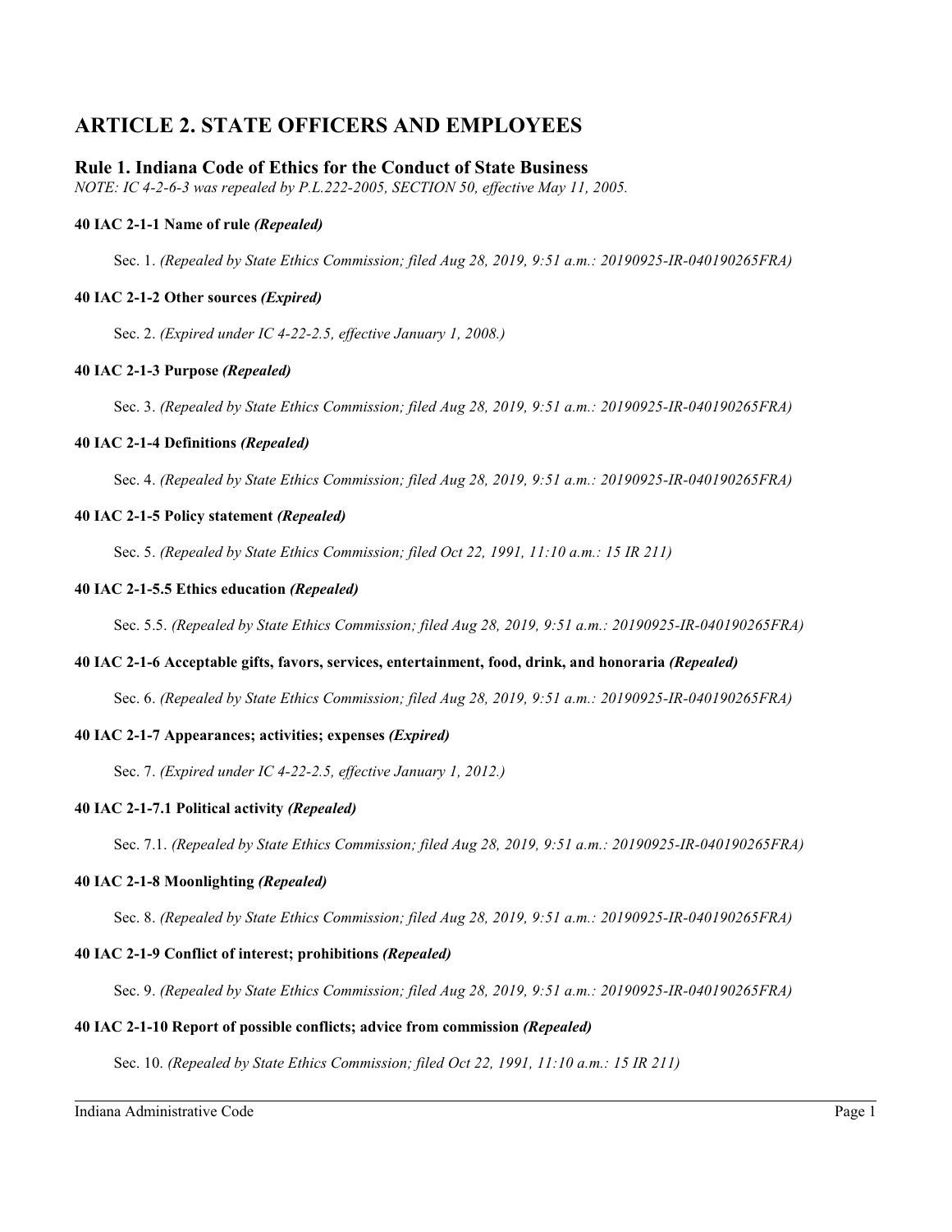# ARTICLE 2. STATE OFFICERS AND EMPLOYEES

## Rule 1. Indiana Code of Ethics for the Conduct of State Business

*NOTE: IC 4-2-6-3 was repealed by P.L.222-2005, SECTION 50, effective May 11, 2005.*

### 40 IAC 2-1-1 Name of rule *(Repealed)*

Sec. 1. *(Repealed by State Ethics Commission; filed Aug 28, 2019, 9:51 a.m.: 20190925-IR-040190265FRA)*

### 40 IAC 2-1-2 Other sources *(Expired)*

Sec. 2. *(Expired under IC 4-22-2.5, effective January 1, 2008.)*

### 40 IAC 2-1-3 Purpose *(Repealed)*

Sec. 3. *(Repealed by State Ethics Commission; filed Aug 28, 2019, 9:51 a.m.: 20190925-IR-040190265FRA)*

### 40 IAC 2-1-4 Definitions *(Repealed)*

Sec. 4. *(Repealed by State Ethics Commission; filed Aug 28, 2019, 9:51 a.m.: 20190925-IR-040190265FRA)*

### 40 IAC 2-1-5 Policy statement *(Repealed)*

Sec. 5. *(Repealed by State Ethics Commission; filed Oct 22, 1991, 11:10 a.m.: 15 IR 211)*

### 40 IAC 2-1-5.5 Ethics education *(Repealed)*

Sec. 5.5. *(Repealed by State Ethics Commission; filed Aug 28, 2019, 9:51 a.m.: 20190925-IR-040190265FRA)*

### 40 IAC 2-1-6 Acceptable gifts, favors, services, entertainment, food, drink, and honoraria *(Repealed)*

Sec. 6. *(Repealed by State Ethics Commission; filed Aug 28, 2019, 9:51 a.m.: 20190925-IR-040190265FRA)*

### 40 IAC 2-1-7 Appearances; activities; expenses *(Expired)*

Sec. 7. *(Expired under IC 4-22-2.5, effective January 1, 2012.)*

### 40 IAC 2-1-7.1 Political activity *(Repealed)*

Sec. 7.1. *(Repealed by State Ethics Commission; filed Aug 28, 2019, 9:51 a.m.: 20190925-IR-040190265FRA)*

### 40 IAC 2-1-8 Moonlighting *(Repealed)*

Sec. 8. *(Repealed by State Ethics Commission; filed Aug 28, 2019, 9:51 a.m.: 20190925-IR-040190265FRA)*

### 40 IAC 2-1-9 Conflict of interest; prohibitions *(Repealed)*

Sec. 9. *(Repealed by State Ethics Commission; filed Aug 28, 2019, 9:51 a.m.: 20190925-IR-040190265FRA)*

### 40 IAC 2-1-10 Report of possible conflicts; advice from commission *(Repealed)*

Sec. 10. *(Repealed by State Ethics Commission; filed Oct 22, 1991, 11:10 a.m.: 15 IR 211)*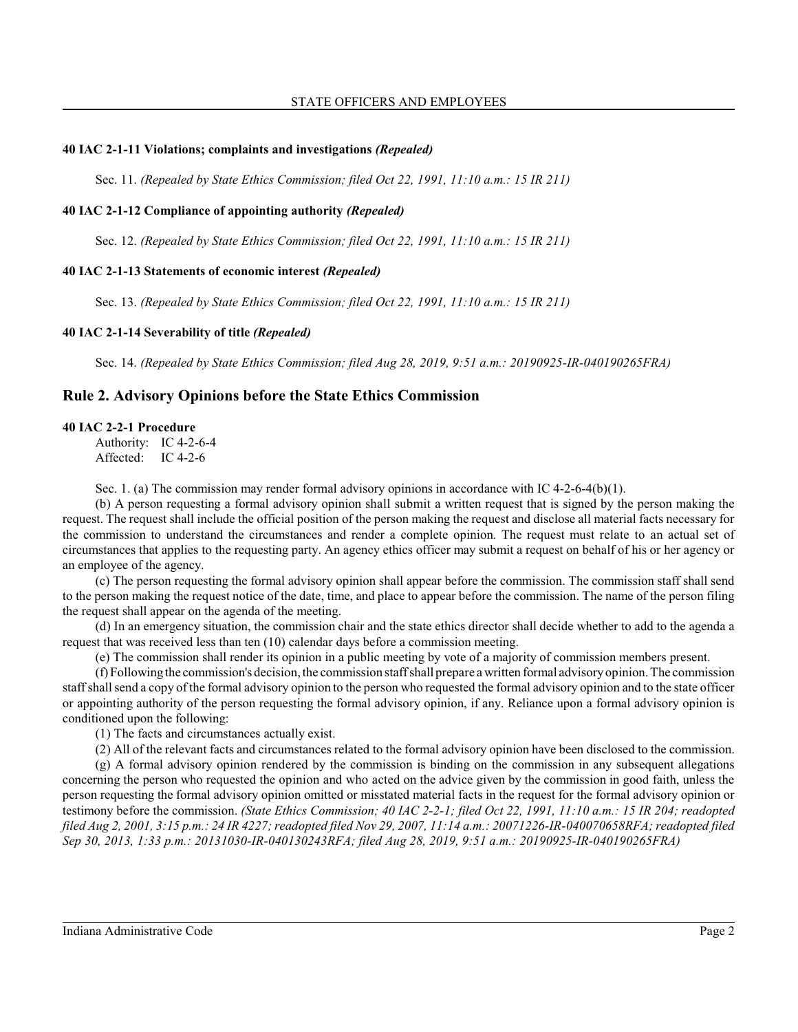**40 IAC 2-1-11 Violations; complaints and investigations *(Repealed)***

Sec. 11. *(Repealed by State Ethics Commission; filed Oct 22, 1991, 11:10 a.m.: 15 IR 211)*

**40 IAC 2-1-12 Compliance of appointing authority *(Repealed)***

Sec. 12. *(Repealed by State Ethics Commission; filed Oct 22, 1991, 11:10 a.m.: 15 IR 211)*

**40 IAC 2-1-13 Statements of economic interest *(Repealed)***

Sec. 13. *(Repealed by State Ethics Commission; filed Oct 22, 1991, 11:10 a.m.: 15 IR 211)*

**40 IAC 2-1-14 Severability of title *(Repealed)***

Sec. 14. *(Repealed by State Ethics Commission; filed Aug 28, 2019, 9:51 a.m.: 20190925-IR-040190265FRA)*

## Rule 2. Advisory Opinions before the State Ethics Commission

**40 IAC 2-2-1 Procedure**

Authority: IC 4-2-6-4
Affected: IC 4-2-6

Sec. 1. (a) The commission may render formal advisory opinions in accordance with IC 4-2-6-4(b)(1).

(b) A person requesting a formal advisory opinion shall submit a written request that is signed by the person making the request. The request shall include the official position of the person making the request and disclose all material facts necessary for the commission to understand the circumstances and render a complete opinion. The request must relate to an actual set of circumstances that applies to the requesting party. An agency ethics officer may submit a request on behalf of his or her agency or an employee of the agency.

(c) The person requesting the formal advisory opinion shall appear before the commission. The commission staff shall send to the person making the request notice of the date, time, and place to appear before the commission. The name of the person filing the request shall appear on the agenda of the meeting.

(d) In an emergency situation, the commission chair and the state ethics director shall decide whether to add to the agenda a request that was received less than ten (10) calendar days before a commission meeting.

(e) The commission shall render its opinion in a public meeting by vote of a majority of commission members present.

(f) Following the commission's decision, the commission staff shall prepare a written formal advisory opinion. The commission staff shall send a copy of the formal advisory opinion to the person who requested the formal advisory opinion and to the state officer or appointing authority of the person requesting the formal advisory opinion, if any. Reliance upon a formal advisory opinion is conditioned upon the following:

(1) The facts and circumstances actually exist.

(2) All of the relevant facts and circumstances related to the formal advisory opinion have been disclosed to the commission.

(g) A formal advisory opinion rendered by the commission is binding on the commission in any subsequent allegations concerning the person who requested the opinion and who acted on the advice given by the commission in good faith, unless the person requesting the formal advisory opinion omitted or misstated material facts in the request for the formal advisory opinion or testimony before the commission. *(State Ethics Commission; 40 IAC 2-2-1; filed Oct 22, 1991, 11:10 a.m.: 15 IR 204; readopted filed Aug 2, 2001, 3:15 p.m.: 24 IR 4227; readopted filed Nov 29, 2007, 11:14 a.m.: 20071226-IR-040070658RFA; readopted filed Sep 30, 2013, 1:33 p.m.: 20131030-IR-040130243RFA; filed Aug 28, 2019, 9:51 a.m.: 20190925-IR-040190265FRA)*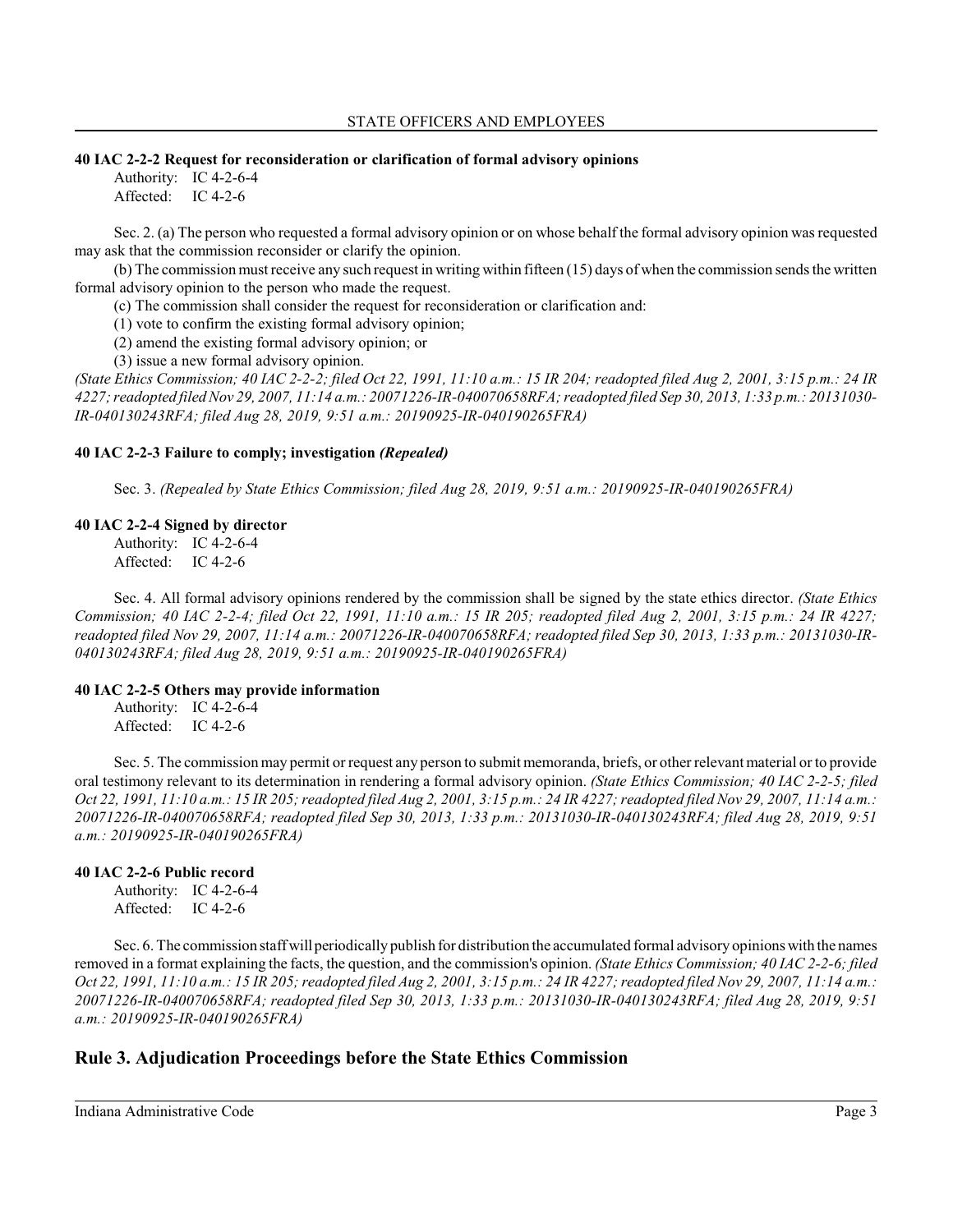### 40 IAC 2-2-2 Request for reconsideration or clarification of formal advisory opinions

Authority: IC 4-2-6-4
Affected: IC 4-2-6

Sec. 2. (a) The person who requested a formal advisory opinion or on whose behalf the formal advisory opinion was requested may ask that the commission reconsider or clarify the opinion.

(b) The commission must receive any such request in writing within fifteen (15) days of when the commission sends the written formal advisory opinion to the person who made the request.

(c) The commission shall consider the request for reconsideration or clarification and:

(1) vote to confirm the existing formal advisory opinion;

(2) amend the existing formal advisory opinion; or

(3) issue a new formal advisory opinion.

*(State Ethics Commission; 40 IAC 2-2-2; filed Oct 22, 1991, 11:10 a.m.: 15 IR 204; readopted filed Aug 2, 2001, 3:15 p.m.: 24 IR 4227; readopted filed Nov 29, 2007, 11:14 a.m.: 20071226-IR-040070658RFA; readopted filed Sep 30, 2013, 1:33 p.m.: 20131030-IR-040130243RFA; filed Aug 28, 2019, 9:51 a.m.: 20190925-IR-040190265FRA)*

### 40 IAC 2-2-3 Failure to comply; investigation *(Repealed)*

Sec. 3. *(Repealed by State Ethics Commission; filed Aug 28, 2019, 9:51 a.m.: 20190925-IR-040190265FRA)*

### 40 IAC 2-2-4 Signed by director

Authority: IC 4-2-6-4
Affected: IC 4-2-6

Sec. 4. All formal advisory opinions rendered by the commission shall be signed by the state ethics director. *(State Ethics Commission; 40 IAC 2-2-4; filed Oct 22, 1991, 11:10 a.m.: 15 IR 205; readopted filed Aug 2, 2001, 3:15 p.m.: 24 IR 4227; readopted filed Nov 29, 2007, 11:14 a.m.: 20071226-IR-040070658RFA; readopted filed Sep 30, 2013, 1:33 p.m.: 20131030-IR-040130243RFA; filed Aug 28, 2019, 9:51 a.m.: 20190925-IR-040190265FRA)*

### 40 IAC 2-2-5 Others may provide information

Authority: IC 4-2-6-4
Affected: IC 4-2-6

Sec. 5. The commission may permit or request any person to submit memoranda, briefs, or other relevant material or to provide oral testimony relevant to its determination in rendering a formal advisory opinion. *(State Ethics Commission; 40 IAC 2-2-5; filed Oct 22, 1991, 11:10 a.m.: 15 IR 205; readopted filed Aug 2, 2001, 3:15 p.m.: 24 IR 4227; readopted filed Nov 29, 2007, 11:14 a.m.: 20071226-IR-040070658RFA; readopted filed Sep 30, 2013, 1:33 p.m.: 20131030-IR-040130243RFA; filed Aug 28, 2019, 9:51 a.m.: 20190925-IR-040190265FRA)*

### 40 IAC 2-2-6 Public record

Authority: IC 4-2-6-4
Affected: IC 4-2-6

Sec. 6. The commission staff will periodically publish for distribution the accumulated formal advisory opinions with the names removed in a format explaining the facts, the question, and the commission's opinion. *(State Ethics Commission; 40 IAC 2-2-6; filed Oct 22, 1991, 11:10 a.m.: 15 IR 205; readopted filed Aug 2, 2001, 3:15 p.m.: 24 IR 4227; readopted filed Nov 29, 2007, 11:14 a.m.: 20071226-IR-040070658RFA; readopted filed Sep 30, 2013, 1:33 p.m.: 20131030-IR-040130243RFA; filed Aug 28, 2019, 9:51 a.m.: 20190925-IR-040190265FRA)*

## Rule 3. Adjudication Proceedings before the State Ethics Commission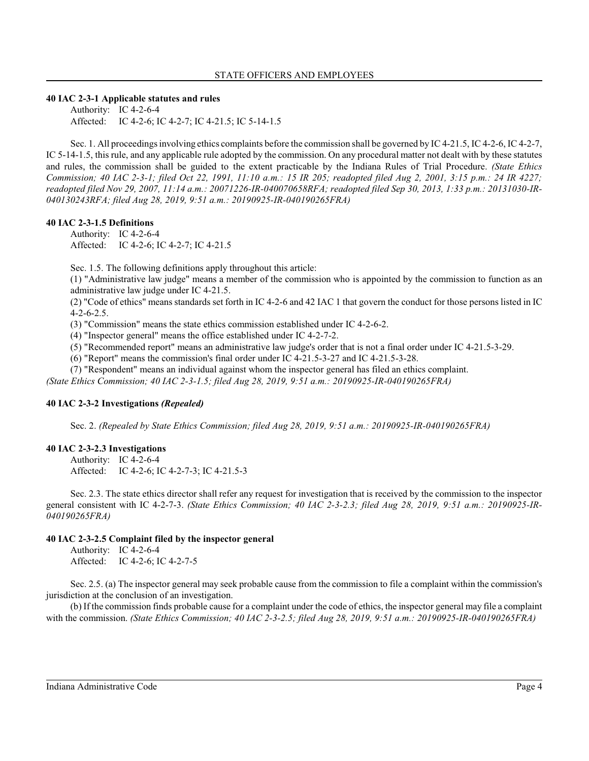**40 IAC 2-3-1 Applicable statutes and rules**

Authority: IC 4-2-6-4
Affected: IC 4-2-6; IC 4-2-7; IC 4-21.5; IC 5-14-1.5

Sec. 1. All proceedings involving ethics complaints before the commission shall be governed by IC 4-21.5, IC 4-2-6, IC 4-2-7, IC 5-14-1.5, this rule, and any applicable rule adopted by the commission. On any procedural matter not dealt with by these statutes and rules, the commission shall be guided to the extent practicable by the Indiana Rules of Trial Procedure. *(State Ethics Commission; 40 IAC 2-3-1; filed Oct 22, 1991, 11:10 a.m.: 15 IR 205; readopted filed Aug 2, 2001, 3:15 p.m.: 24 IR 4227; readopted filed Nov 29, 2007, 11:14 a.m.: 20071226-IR-040070658RFA; readopted filed Sep 30, 2013, 1:33 p.m.: 20131030-IR-040130243RFA; filed Aug 28, 2019, 9:51 a.m.: 20190925-IR-040190265FRA)*

**40 IAC 2-3-1.5 Definitions**

Authority: IC 4-2-6-4
Affected: IC 4-2-6; IC 4-2-7; IC 4-21.5

Sec. 1.5. The following definitions apply throughout this article:

(1) "Administrative law judge" means a member of the commission who is appointed by the commission to function as an administrative law judge under IC 4-21.5.

(2) "Code of ethics" means standards set forth in IC 4-2-6 and 42 IAC 1 that govern the conduct for those persons listed in IC 4-2-6-2.5.

(3) "Commission" means the state ethics commission established under IC 4-2-6-2.

(4) "Inspector general" means the office established under IC 4-2-7-2.

(5) "Recommended report" means an administrative law judge's order that is not a final order under IC 4-21.5-3-29.

(6) "Report" means the commission's final order under IC 4-21.5-3-27 and IC 4-21.5-3-28.

(7) "Respondent" means an individual against whom the inspector general has filed an ethics complaint.

*(State Ethics Commission; 40 IAC 2-3-1.5; filed Aug 28, 2019, 9:51 a.m.: 20190925-IR-040190265FRA)*

**40 IAC 2-3-2 Investigations *(Repealed)***

Sec. 2. *(Repealed by State Ethics Commission; filed Aug 28, 2019, 9:51 a.m.: 20190925-IR-040190265FRA)*

**40 IAC 2-3-2.3 Investigations**

Authority: IC 4-2-6-4
Affected: IC 4-2-6; IC 4-2-7-3; IC 4-21.5-3

Sec. 2.3. The state ethics director shall refer any request for investigation that is received by the commission to the inspector general consistent with IC 4-2-7-3. *(State Ethics Commission; 40 IAC 2-3-2.3; filed Aug 28, 2019, 9:51 a.m.: 20190925-IR-040190265FRA)*

**40 IAC 2-3-2.5 Complaint filed by the inspector general**

Authority: IC 4-2-6-4
Affected: IC 4-2-6; IC 4-2-7-5

Sec. 2.5. (a) The inspector general may seek probable cause from the commission to file a complaint within the commission's jurisdiction at the conclusion of an investigation.

(b) If the commission finds probable cause for a complaint under the code of ethics, the inspector general may file a complaint with the commission. *(State Ethics Commission; 40 IAC 2-3-2.5; filed Aug 28, 2019, 9:51 a.m.: 20190925-IR-040190265FRA)*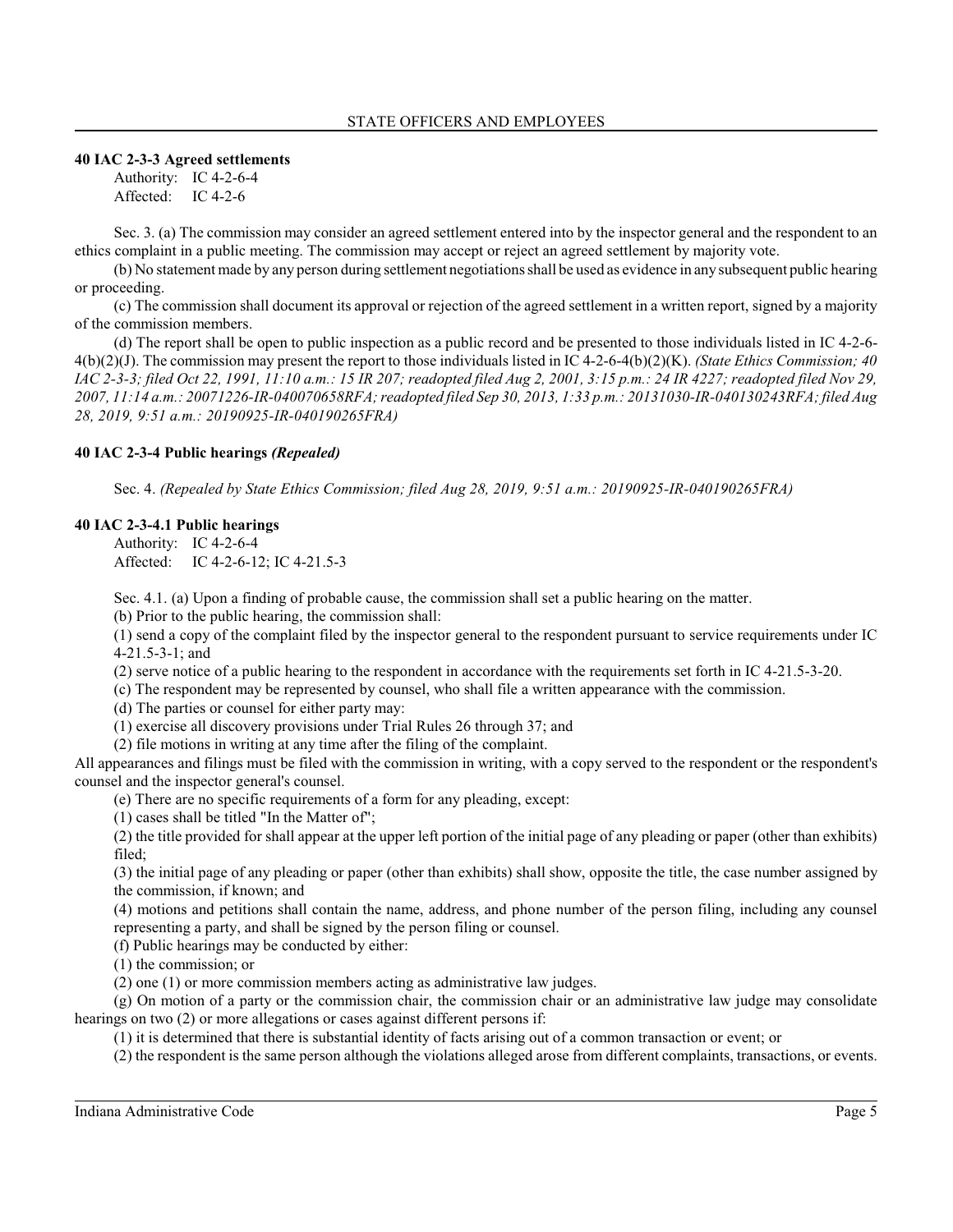### 40 IAC 2-3-3 Agreed settlements

Authority: IC 4-2-6-4
Affected: IC 4-2-6

Sec. 3. (a) The commission may consider an agreed settlement entered into by the inspector general and the respondent to an ethics complaint in a public meeting. The commission may accept or reject an agreed settlement by majority vote.

(b) No statement made by any person during settlement negotiations shall be used as evidence in any subsequent public hearing or proceeding.

(c) The commission shall document its approval or rejection of the agreed settlement in a written report, signed by a majority of the commission members.

(d) The report shall be open to public inspection as a public record and be presented to those individuals listed in IC 4-2-6-4(b)(2)(J). The commission may present the report to those individuals listed in IC 4-2-6-4(b)(2)(K). *(State Ethics Commission; 40 IAC 2-3-3; filed Oct 22, 1991, 11:10 a.m.: 15 IR 207; readopted filed Aug 2, 2001, 3:15 p.m.: 24 IR 4227; readopted filed Nov 29, 2007, 11:14 a.m.: 20071226-IR-040070658RFA; readopted filed Sep 30, 2013, 1:33 p.m.: 20131030-IR-040130243RFA; filed Aug 28, 2019, 9:51 a.m.: 20190925-IR-040190265FRA)*

### 40 IAC 2-3-4 Public hearings *(Repealed)*

Sec. 4. *(Repealed by State Ethics Commission; filed Aug 28, 2019, 9:51 a.m.: 20190925-IR-040190265FRA)*

### 40 IAC 2-3-4.1 Public hearings

Authority: IC 4-2-6-4
Affected: IC 4-2-6-12; IC 4-21.5-3

Sec. 4.1. (a) Upon a finding of probable cause, the commission shall set a public hearing on the matter.

(b) Prior to the public hearing, the commission shall:

(1) send a copy of the complaint filed by the inspector general to the respondent pursuant to service requirements under IC 4-21.5-3-1; and

(2) serve notice of a public hearing to the respondent in accordance with the requirements set forth in IC 4-21.5-3-20.

(c) The respondent may be represented by counsel, who shall file a written appearance with the commission.

(d) The parties or counsel for either party may:

(1) exercise all discovery provisions under Trial Rules 26 through 37; and

(2) file motions in writing at any time after the filing of the complaint.

All appearances and filings must be filed with the commission in writing, with a copy served to the respondent or the respondent's counsel and the inspector general's counsel.

(e) There are no specific requirements of a form for any pleading, except:

(1) cases shall be titled "In the Matter of";

(2) the title provided for shall appear at the upper left portion of the initial page of any pleading or paper (other than exhibits) filed;

(3) the initial page of any pleading or paper (other than exhibits) shall show, opposite the title, the case number assigned by the commission, if known; and

(4) motions and petitions shall contain the name, address, and phone number of the person filing, including any counsel representing a party, and shall be signed by the person filing or counsel.

(f) Public hearings may be conducted by either:

(1) the commission; or

(2) one (1) or more commission members acting as administrative law judges.

(g) On motion of a party or the commission chair, the commission chair or an administrative law judge may consolidate hearings on two (2) or more allegations or cases against different persons if:

(1) it is determined that there is substantial identity of facts arising out of a common transaction or event; or

(2) the respondent is the same person although the violations alleged arose from different complaints, transactions, or events.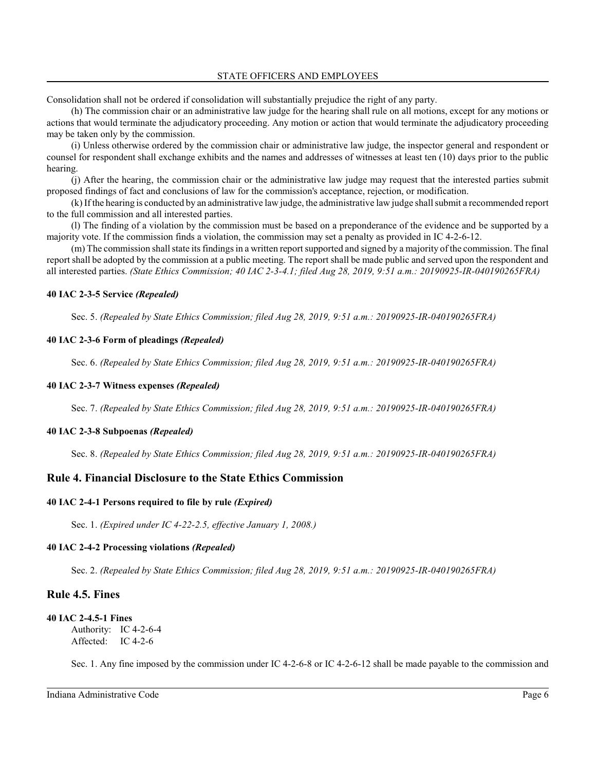Consolidation shall not be ordered if consolidation will substantially prejudice the right of any party.

(h) The commission chair or an administrative law judge for the hearing shall rule on all motions, except for any motions or actions that would terminate the adjudicatory proceeding. Any motion or action that would terminate the adjudicatory proceeding may be taken only by the commission.

(i) Unless otherwise ordered by the commission chair or administrative law judge, the inspector general and respondent or counsel for respondent shall exchange exhibits and the names and addresses of witnesses at least ten (10) days prior to the public hearing.

(j) After the hearing, the commission chair or the administrative law judge may request that the interested parties submit proposed findings of fact and conclusions of law for the commission's acceptance, rejection, or modification.

(k) If the hearing is conducted by an administrative law judge, the administrative law judge shall submit a recommended report to the full commission and all interested parties.

(l) The finding of a violation by the commission must be based on a preponderance of the evidence and be supported by a majority vote. If the commission finds a violation, the commission may set a penalty as provided in IC 4-2-6-12.

(m) The commission shall state its findings in a written report supported and signed by a majority of the commission. The final report shall be adopted by the commission at a public meeting. The report shall be made public and served upon the respondent and all interested parties. *(State Ethics Commission; 40 IAC 2-3-4.1; filed Aug 28, 2019, 9:51 a.m.: 20190925-IR-040190265FRA)*

#### 40 IAC 2-3-5 Service *(Repealed)*

Sec. 5. *(Repealed by State Ethics Commission; filed Aug 28, 2019, 9:51 a.m.: 20190925-IR-040190265FRA)*

#### 40 IAC 2-3-6 Form of pleadings *(Repealed)*

Sec. 6. *(Repealed by State Ethics Commission; filed Aug 28, 2019, 9:51 a.m.: 20190925-IR-040190265FRA)*

#### 40 IAC 2-3-7 Witness expenses *(Repealed)*

Sec. 7. *(Repealed by State Ethics Commission; filed Aug 28, 2019, 9:51 a.m.: 20190925-IR-040190265FRA)*

#### 40 IAC 2-3-8 Subpoenas *(Repealed)*

Sec. 8. *(Repealed by State Ethics Commission; filed Aug 28, 2019, 9:51 a.m.: 20190925-IR-040190265FRA)*

## Rule 4. Financial Disclosure to the State Ethics Commission

#### 40 IAC 2-4-1 Persons required to file by rule *(Expired)*

Sec. 1. *(Expired under IC 4-22-2.5, effective January 1, 2008.)*

#### 40 IAC 2-4-2 Processing violations *(Repealed)*

Sec. 2. *(Repealed by State Ethics Commission; filed Aug 28, 2019, 9:51 a.m.: 20190925-IR-040190265FRA)*

## Rule 4.5. Fines

#### 40 IAC 2-4.5-1 Fines

Authority: IC 4-2-6-4
Affected: IC 4-2-6

Sec. 1. Any fine imposed by the commission under IC 4-2-6-8 or IC 4-2-6-12 shall be made payable to the commission and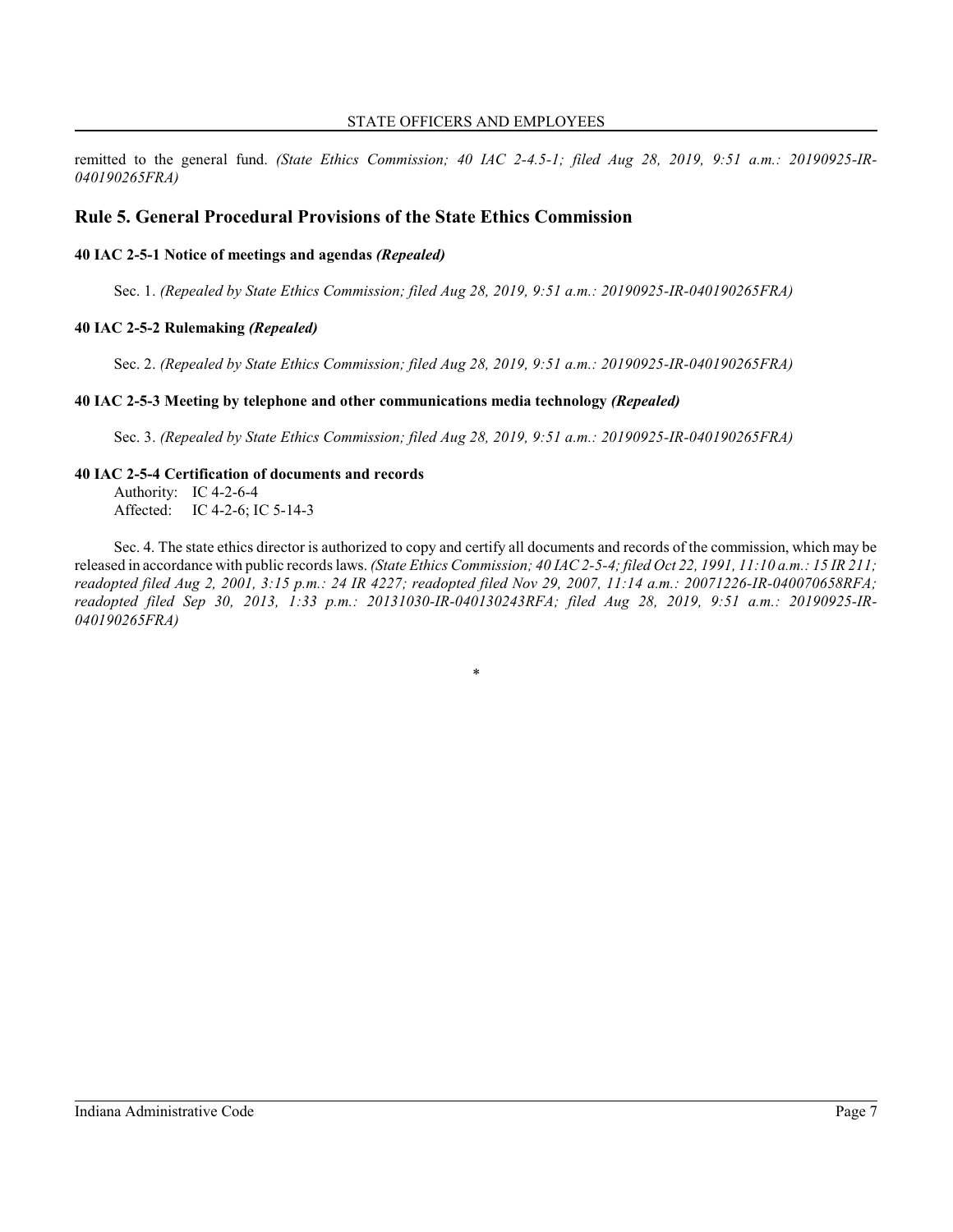remitted to the general fund. *(State Ethics Commission; 40 IAC 2-4.5-1; filed Aug 28, 2019, 9:51 a.m.: 20190925-IR-040190265FRA)*

## Rule 5. General Procedural Provisions of the State Ethics Commission

**40 IAC 2-5-1 Notice of meetings and agendas *(Repealed)***

Sec. 1. *(Repealed by State Ethics Commission; filed Aug 28, 2019, 9:51 a.m.: 20190925-IR-040190265FRA)*

**40 IAC 2-5-2 Rulemaking *(Repealed)***

Sec. 2. *(Repealed by State Ethics Commission; filed Aug 28, 2019, 9:51 a.m.: 20190925-IR-040190265FRA)*

**40 IAC 2-5-3 Meeting by telephone and other communications media technology *(Repealed)***

Sec. 3. *(Repealed by State Ethics Commission; filed Aug 28, 2019, 9:51 a.m.: 20190925-IR-040190265FRA)*

**40 IAC 2-5-4 Certification of documents and records**

Authority: IC 4-2-6-4
Affected: IC 4-2-6; IC 5-14-3

Sec. 4. The state ethics director is authorized to copy and certify all documents and records of the commission, which may be released in accordance with public records laws. *(State Ethics Commission; 40 IAC 2-5-4; filed Oct 22, 1991, 11:10 a.m.: 15 IR 211; readopted filed Aug 2, 2001, 3:15 p.m.: 24 IR 4227; readopted filed Nov 29, 2007, 11:14 a.m.: 20071226-IR-040070658RFA; readopted filed Sep 30, 2013, 1:33 p.m.: 20131030-IR-040130243RFA; filed Aug 28, 2019, 9:51 a.m.: 20190925-IR-040190265FRA)*

*